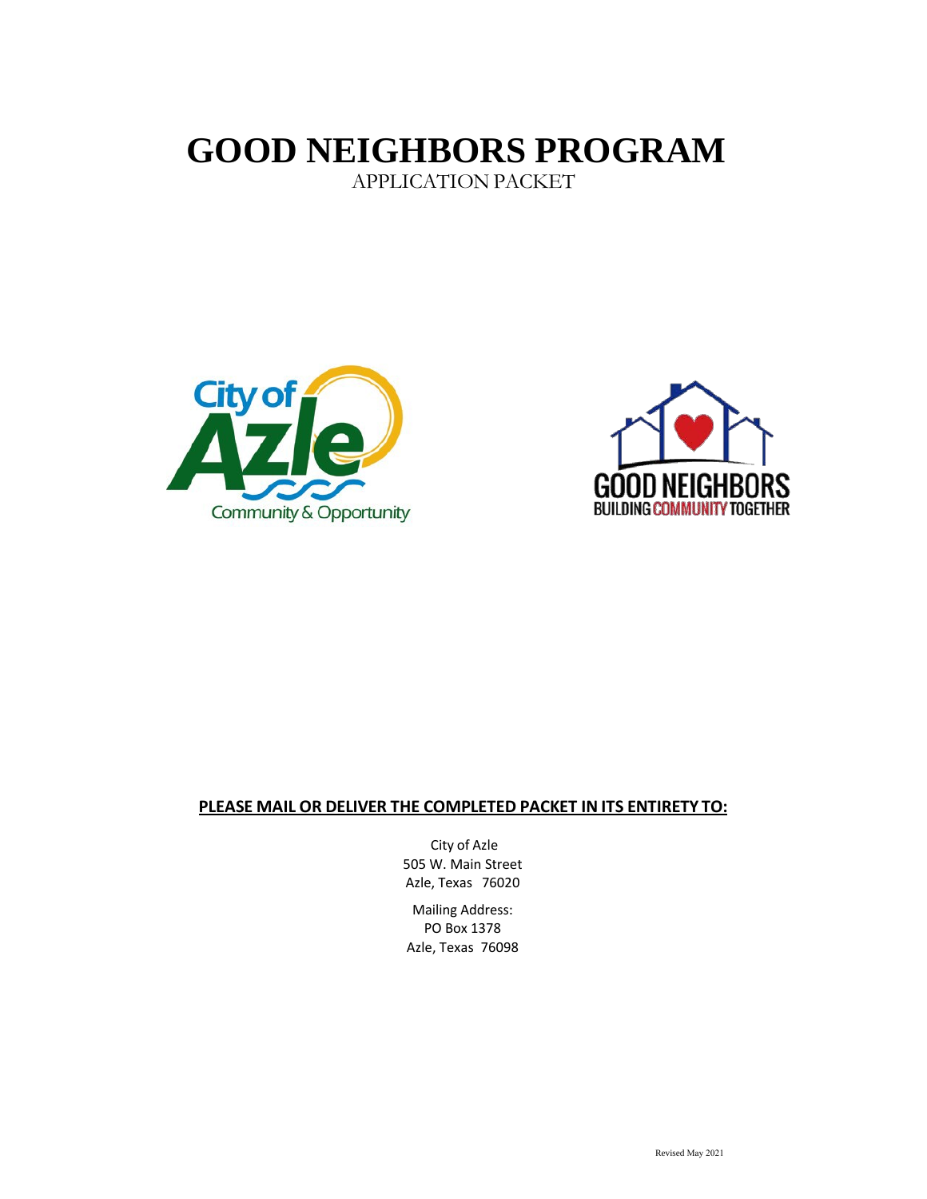# GOOD NEIGHBORS PROGRAM

APPLICATION PACKET

**PLEASE MAIL OR DELIVER THE COMPLETED PACKET IN ITS ENTIRETY TO:**

City of Azle
505 W. Main Street
Azle, Texas 76020

Mailing Address:
PO Box 1378
Azle, Texas 76098

Revised May 2021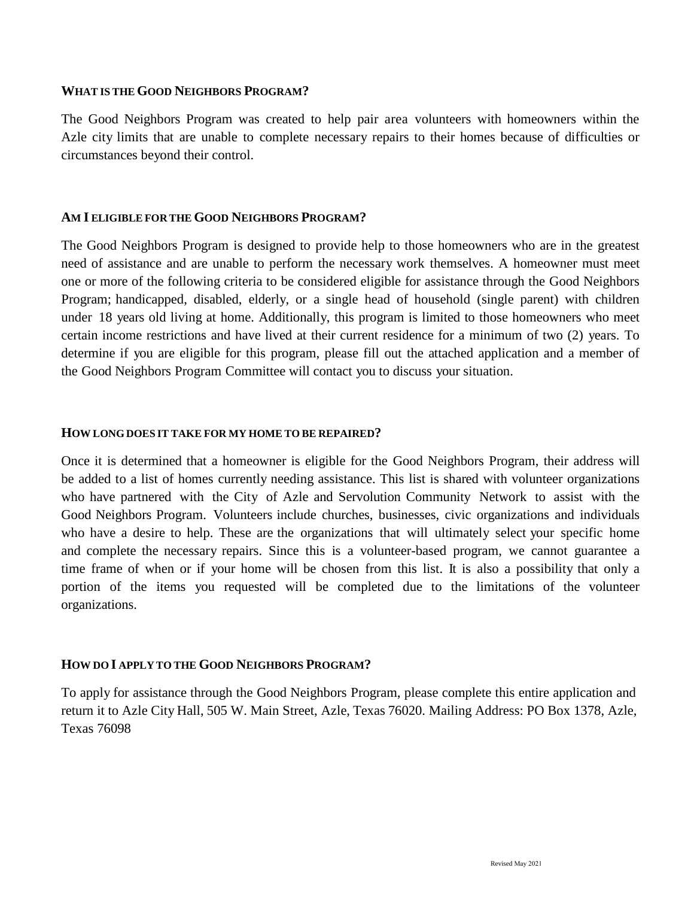## WHAT IS THE GOOD NEIGHBORS PROGRAM?

The Good Neighbors Program was created to help pair area volunteers with homeowners within the Azle city limits that are unable to complete necessary repairs to their homes because of difficulties or circumstances beyond their control.

## AM I ELIGIBLE FOR THE GOOD NEIGHBORS PROGRAM?

The Good Neighbors Program is designed to provide help to those homeowners who are in the greatest need of assistance and are unable to perform the necessary work themselves. A homeowner must meet one or more of the following criteria to be considered eligible for assistance through the Good Neighbors Program; handicapped, disabled, elderly, or a single head of household (single parent) with children under 18 years old living at home. Additionally, this program is limited to those homeowners who meet certain income restrictions and have lived at their current residence for a minimum of two (2) years. To determine if you are eligible for this program, please fill out the attached application and a member of the Good Neighbors Program Committee will contact you to discuss your situation.

## HOW LONG DOES IT TAKE FOR MY HOME TO BE REPAIRED?

Once it is determined that a homeowner is eligible for the Good Neighbors Program, their address will be added to a list of homes currently needing assistance. This list is shared with volunteer organizations who have partnered with the City of Azle and Servolution Community Network to assist with the Good Neighbors Program. Volunteers include churches, businesses, civic organizations and individuals who have a desire to help. These are the organizations that will ultimately select your specific home and complete the necessary repairs. Since this is a volunteer-based program, we cannot guarantee a time frame of when or if your home will be chosen from this list. It is also a possibility that only a portion of the items you requested will be completed due to the limitations of the volunteer organizations.

## HOW DO I APPLY TO THE GOOD NEIGHBORS PROGRAM?

To apply for assistance through the Good Neighbors Program, please complete this entire application and return it to Azle City Hall, 505 W. Main Street, Azle, Texas 76020. Mailing Address: PO Box 1378, Azle, Texas 76098

Revised May 2021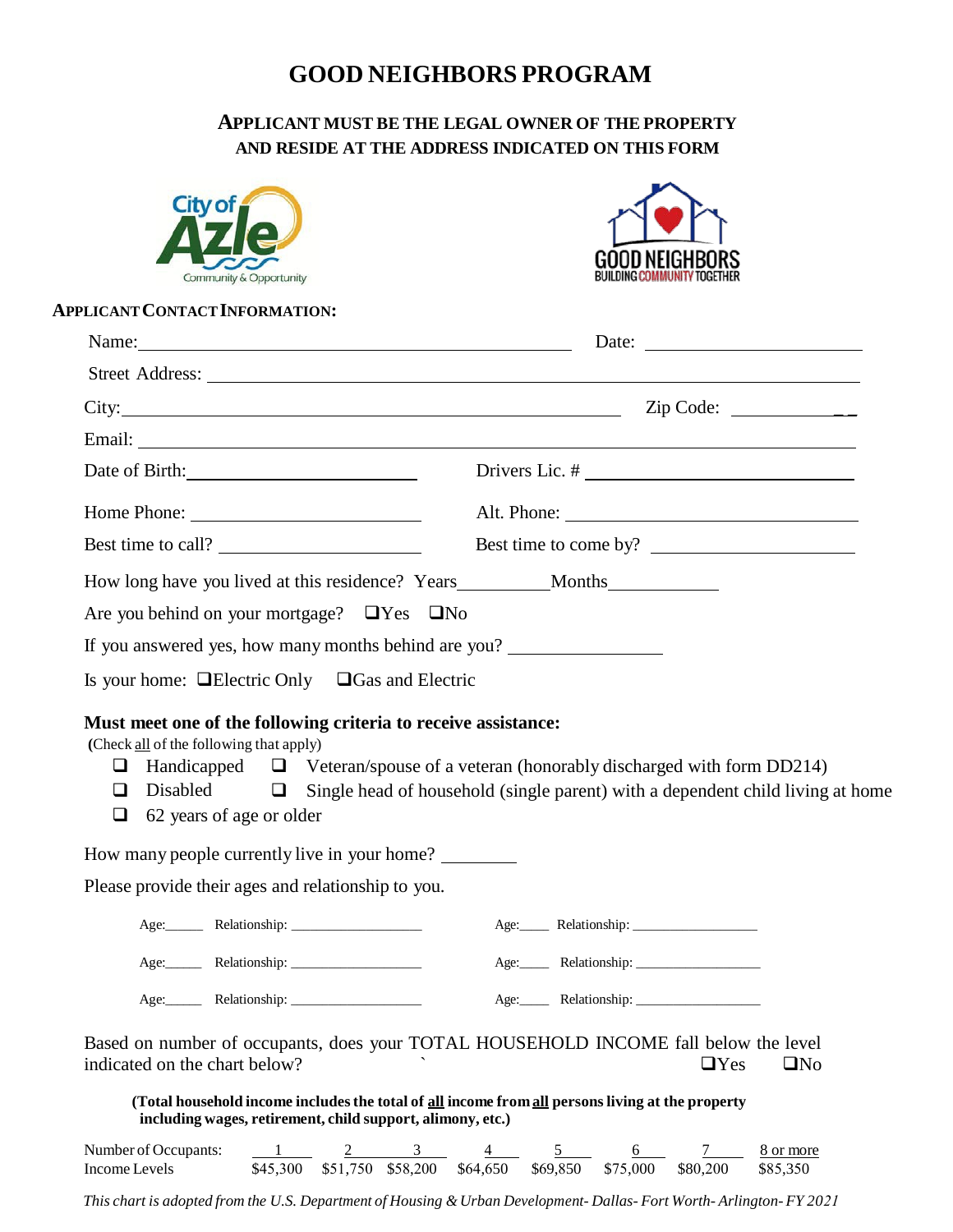# GOOD NEIGHBORS PROGRAM

**APPLICANT MUST BE THE LEGAL OWNER OF THE PROPERTY AND RESIDE AT THE ADDRESS INDICATED ON THIS FORM**

**APPLICANT CONTACT INFORMATION:**

Name: ______________________________ Date: ______________

Street Address: ______________________________________________

City: ______________________________ Zip Code: ______________

Email: ______________________________________________

Date of Birth: ______________ Drivers Lic. # ______________

Home Phone: ______________ Alt. Phone: ______________

Best time to call? ______________ Best time to come by? ______________

How long have you lived at this residence? Years________ Months________

Are you behind on your mortgage? ❑Yes ❑No

If you answered yes, how many months behind are you? ______________

Is your home: ❑Electric Only ❑Gas and Electric

**Must meet one of the following criteria to receive assistance:**

(Check all of the following that apply)

- ❑ Handicapped
- ❑ Veteran/spouse of a veteran (honorably discharged with form DD214)
- ❑ Disabled
- ❑ Single head of household (single parent) with a dependent child living at home
- ❑ 62 years of age or older

How many people currently live in your home? ________

Please provide their ages and relationship to you.

Age:_____ Relationship: ______________ Age:_____ Relationship: ______________

Age:_____ Relationship: ______________ Age:_____ Relationship: ______________

Age:_____ Relationship: ______________ Age:_____ Relationship: ______________

Based on number of occupants, does your TOTAL HOUSEHOLD INCOME fall below the level indicated on the chart below? ❑Yes ❑No

**(Total household income includes the total of all income from all persons living at the property including wages, retirement, child support, alimony, etc.)**

| Number of Occupants: | 1 | 2 | 3 | 4 | 5 | 6 | 7 | 8 or more |
|---|---|---|---|---|---|---|---|---|
| Income Levels | $45,300 | $51,750 | $58,200 | $64,650 | $69,850 | $75,000 | $80,200 | $85,350 |

*This chart is adopted from the U.S. Department of Housing & Urban Development- Dallas- Fort Worth- Arlington- FY 2021*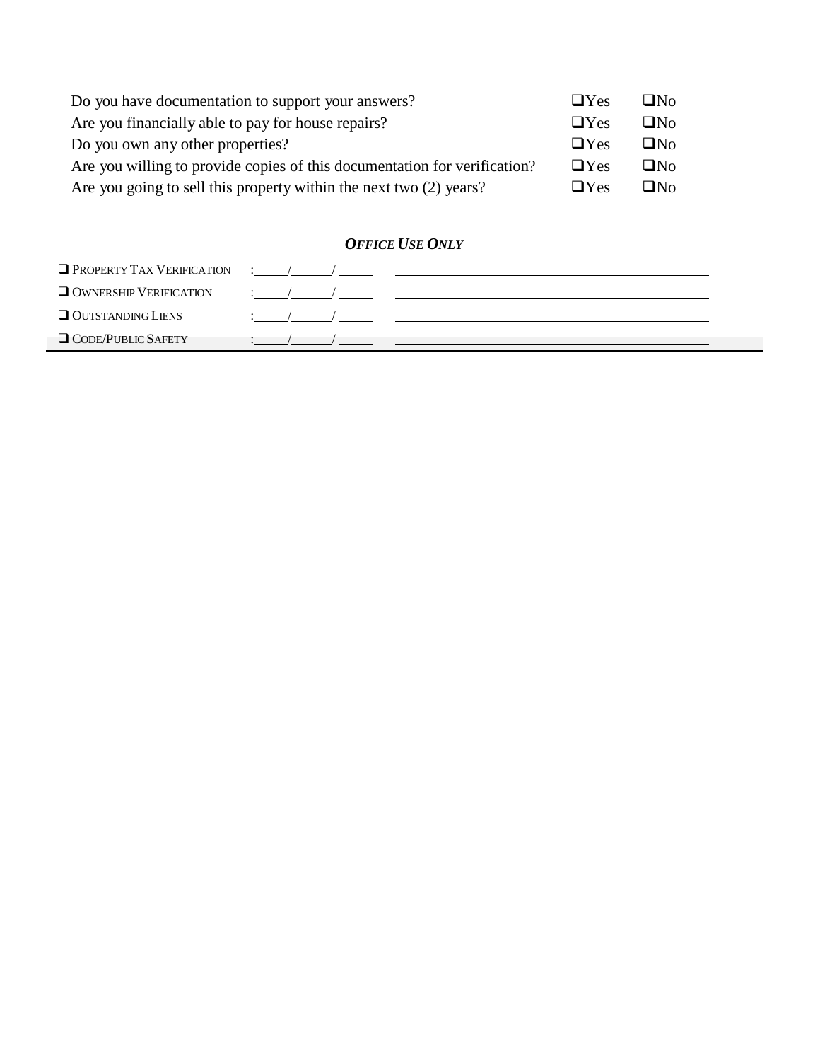| | | |
|---|---|---|
| Do you have documentation to support your answers? | ❑Yes | ❑No |
| Are you financially able to pay for house repairs? | ❑Yes | ❑No |
| Do you own any other properties? | ❑Yes | ❑No |
| Are you willing to provide copies of this documentation for verification? | ❑Yes | ❑No |
| Are you going to sell this property within the next two (2) years? | ❑Yes | ❑No |

***OFFICE USE ONLY***

| | | |
|---|---|---|
| ❑ PROPERTY TAX VERIFICATION | :\_\_\_\_\_/\_\_\_\_\_\_/\_\_\_\_\_ | \_\_\_\_\_\_\_\_\_\_\_\_\_\_\_\_\_\_\_\_\_\_\_\_\_\_\_\_\_\_\_\_\_\_\_\_\_\_\_\_ |
| ❑ OWNERSHIP VERIFICATION | :\_\_\_\_\_/\_\_\_\_\_\_/\_\_\_\_\_ | \_\_\_\_\_\_\_\_\_\_\_\_\_\_\_\_\_\_\_\_\_\_\_\_\_\_\_\_\_\_\_\_\_\_\_\_\_\_\_\_ |
| ❑ OUTSTANDING LIENS | :\_\_\_\_\_/\_\_\_\_\_\_/\_\_\_\_\_ | \_\_\_\_\_\_\_\_\_\_\_\_\_\_\_\_\_\_\_\_\_\_\_\_\_\_\_\_\_\_\_\_\_\_\_\_\_\_\_\_ |
| ❑ CODE/PUBLIC SAFETY | :\_\_\_\_\_/\_\_\_\_\_\_/\_\_\_\_\_ | \_\_\_\_\_\_\_\_\_\_\_\_\_\_\_\_\_\_\_\_\_\_\_\_\_\_\_\_\_\_\_\_\_\_\_\_\_\_\_\_ |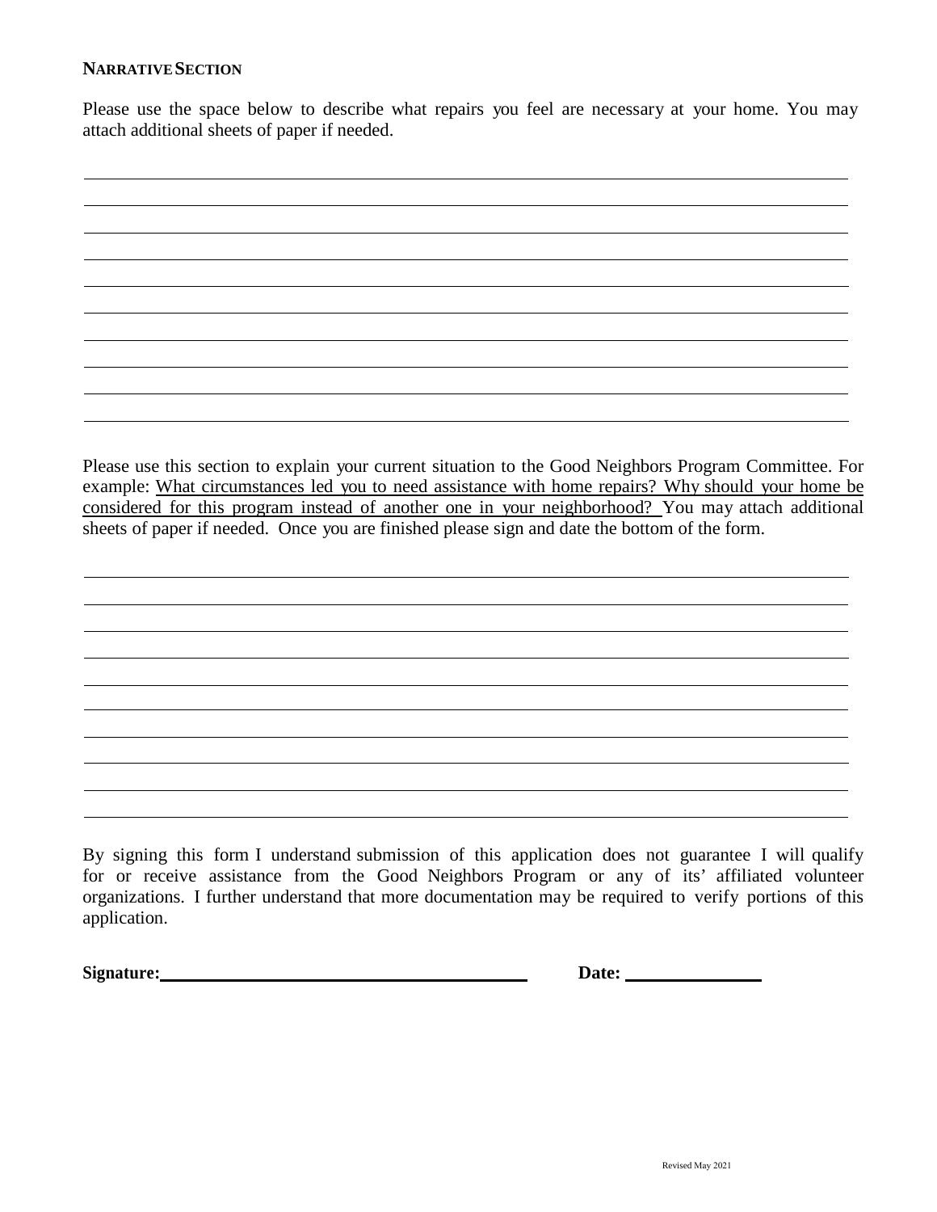## NARRATIVE SECTION

Please use the space below to describe what repairs you feel are necessary at your home. You may attach additional sheets of paper if needed.

\_\_\_\_\_\_\_\_\_\_\_\_\_\_\_\_\_\_\_\_\_\_\_\_\_\_\_\_\_\_\_\_\_\_\_\_\_\_\_\_\_\_\_\_\_\_\_\_\_\_\_\_\_\_\_\_\_\_\_\_\_\_\_\_\_\_\_\_\_\_\_\_\_\_\_\_\_\_

\_\_\_\_\_\_\_\_\_\_\_\_\_\_\_\_\_\_\_\_\_\_\_\_\_\_\_\_\_\_\_\_\_\_\_\_\_\_\_\_\_\_\_\_\_\_\_\_\_\_\_\_\_\_\_\_\_\_\_\_\_\_\_\_\_\_\_\_\_\_\_\_\_\_\_\_\_\_

\_\_\_\_\_\_\_\_\_\_\_\_\_\_\_\_\_\_\_\_\_\_\_\_\_\_\_\_\_\_\_\_\_\_\_\_\_\_\_\_\_\_\_\_\_\_\_\_\_\_\_\_\_\_\_\_\_\_\_\_\_\_\_\_\_\_\_\_\_\_\_\_\_\_\_\_\_\_

\_\_\_\_\_\_\_\_\_\_\_\_\_\_\_\_\_\_\_\_\_\_\_\_\_\_\_\_\_\_\_\_\_\_\_\_\_\_\_\_\_\_\_\_\_\_\_\_\_\_\_\_\_\_\_\_\_\_\_\_\_\_\_\_\_\_\_\_\_\_\_\_\_\_\_\_\_\_

\_\_\_\_\_\_\_\_\_\_\_\_\_\_\_\_\_\_\_\_\_\_\_\_\_\_\_\_\_\_\_\_\_\_\_\_\_\_\_\_\_\_\_\_\_\_\_\_\_\_\_\_\_\_\_\_\_\_\_\_\_\_\_\_\_\_\_\_\_\_\_\_\_\_\_\_\_\_

\_\_\_\_\_\_\_\_\_\_\_\_\_\_\_\_\_\_\_\_\_\_\_\_\_\_\_\_\_\_\_\_\_\_\_\_\_\_\_\_\_\_\_\_\_\_\_\_\_\_\_\_\_\_\_\_\_\_\_\_\_\_\_\_\_\_\_\_\_\_\_\_\_\_\_\_\_\_

\_\_\_\_\_\_\_\_\_\_\_\_\_\_\_\_\_\_\_\_\_\_\_\_\_\_\_\_\_\_\_\_\_\_\_\_\_\_\_\_\_\_\_\_\_\_\_\_\_\_\_\_\_\_\_\_\_\_\_\_\_\_\_\_\_\_\_\_\_\_\_\_\_\_\_\_\_\_

\_\_\_\_\_\_\_\_\_\_\_\_\_\_\_\_\_\_\_\_\_\_\_\_\_\_\_\_\_\_\_\_\_\_\_\_\_\_\_\_\_\_\_\_\_\_\_\_\_\_\_\_\_\_\_\_\_\_\_\_\_\_\_\_\_\_\_\_\_\_\_\_\_\_\_\_\_\_

\_\_\_\_\_\_\_\_\_\_\_\_\_\_\_\_\_\_\_\_\_\_\_\_\_\_\_\_\_\_\_\_\_\_\_\_\_\_\_\_\_\_\_\_\_\_\_\_\_\_\_\_\_\_\_\_\_\_\_\_\_\_\_\_\_\_\_\_\_\_\_\_\_\_\_\_\_\_

Please use this section to explain your current situation to the Good Neighbors Program Committee. For example: <u>What circumstances led you to need assistance with home repairs? Why should your home be considered for this program instead of another one in your neighborhood?</u> You may attach additional sheets of paper if needed. Once you are finished please sign and date the bottom of the form.

\_\_\_\_\_\_\_\_\_\_\_\_\_\_\_\_\_\_\_\_\_\_\_\_\_\_\_\_\_\_\_\_\_\_\_\_\_\_\_\_\_\_\_\_\_\_\_\_\_\_\_\_\_\_\_\_\_\_\_\_\_\_\_\_\_\_\_\_\_\_\_\_\_\_\_\_\_\_

\_\_\_\_\_\_\_\_\_\_\_\_\_\_\_\_\_\_\_\_\_\_\_\_\_\_\_\_\_\_\_\_\_\_\_\_\_\_\_\_\_\_\_\_\_\_\_\_\_\_\_\_\_\_\_\_\_\_\_\_\_\_\_\_\_\_\_\_\_\_\_\_\_\_\_\_\_\_

\_\_\_\_\_\_\_\_\_\_\_\_\_\_\_\_\_\_\_\_\_\_\_\_\_\_\_\_\_\_\_\_\_\_\_\_\_\_\_\_\_\_\_\_\_\_\_\_\_\_\_\_\_\_\_\_\_\_\_\_\_\_\_\_\_\_\_\_\_\_\_\_\_\_\_\_\_\_

\_\_\_\_\_\_\_\_\_\_\_\_\_\_\_\_\_\_\_\_\_\_\_\_\_\_\_\_\_\_\_\_\_\_\_\_\_\_\_\_\_\_\_\_\_\_\_\_\_\_\_\_\_\_\_\_\_\_\_\_\_\_\_\_\_\_\_\_\_\_\_\_\_\_\_\_\_\_

\_\_\_\_\_\_\_\_\_\_\_\_\_\_\_\_\_\_\_\_\_\_\_\_\_\_\_\_\_\_\_\_\_\_\_\_\_\_\_\_\_\_\_\_\_\_\_\_\_\_\_\_\_\_\_\_\_\_\_\_\_\_\_\_\_\_\_\_\_\_\_\_\_\_\_\_\_\_

\_\_\_\_\_\_\_\_\_\_\_\_\_\_\_\_\_\_\_\_\_\_\_\_\_\_\_\_\_\_\_\_\_\_\_\_\_\_\_\_\_\_\_\_\_\_\_\_\_\_\_\_\_\_\_\_\_\_\_\_\_\_\_\_\_\_\_\_\_\_\_\_\_\_\_\_\_\_

\_\_\_\_\_\_\_\_\_\_\_\_\_\_\_\_\_\_\_\_\_\_\_\_\_\_\_\_\_\_\_\_\_\_\_\_\_\_\_\_\_\_\_\_\_\_\_\_\_\_\_\_\_\_\_\_\_\_\_\_\_\_\_\_\_\_\_\_\_\_\_\_\_\_\_\_\_\_

\_\_\_\_\_\_\_\_\_\_\_\_\_\_\_\_\_\_\_\_\_\_\_\_\_\_\_\_\_\_\_\_\_\_\_\_\_\_\_\_\_\_\_\_\_\_\_\_\_\_\_\_\_\_\_\_\_\_\_\_\_\_\_\_\_\_\_\_\_\_\_\_\_\_\_\_\_\_

\_\_\_\_\_\_\_\_\_\_\_\_\_\_\_\_\_\_\_\_\_\_\_\_\_\_\_\_\_\_\_\_\_\_\_\_\_\_\_\_\_\_\_\_\_\_\_\_\_\_\_\_\_\_\_\_\_\_\_\_\_\_\_\_\_\_\_\_\_\_\_\_\_\_\_\_\_\_

By signing this form I understand submission of this application does not guarantee I will qualify for or receive assistance from the Good Neighbors Program or any of its' affiliated volunteer organizations. I further understand that more documentation may be required to verify portions of this application.

**Signature:**\_\_\_\_\_\_\_\_\_\_\_\_\_\_\_\_\_\_\_\_\_\_\_\_\_\_\_\_\_\_\_\_\_\_\_\_ **Date:** \_\_\_\_\_\_\_\_\_\_\_\_\_\_

Revised May 2021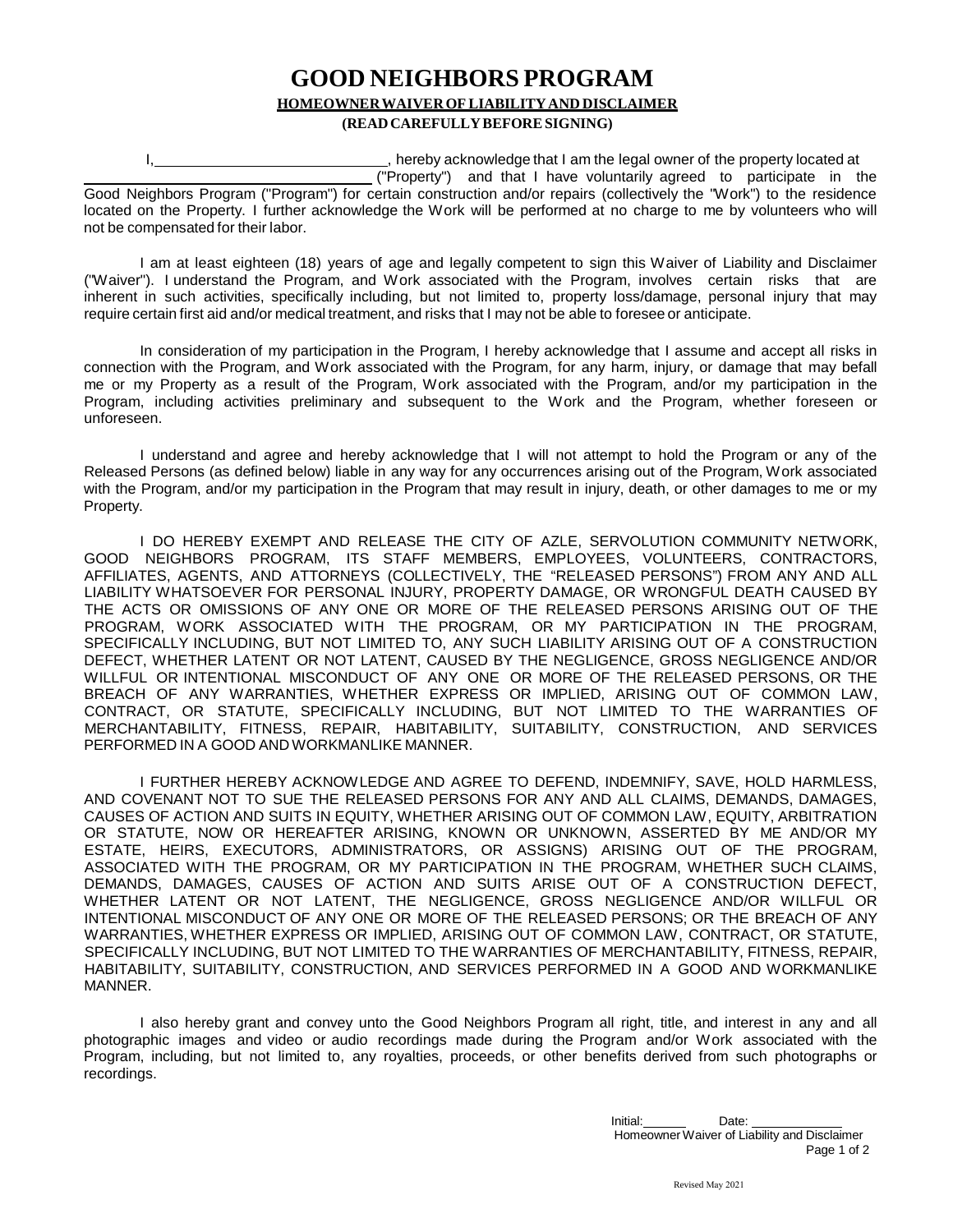# GOOD NEIGHBORS PROGRAM

**HOMEOWNER WAIVER OF LIABILITY AND DISCLAIMER**

**(READ CAREFULLY BEFORE SIGNING)**

I, \_\_\_\_\_\_\_\_\_\_\_\_\_\_\_\_\_\_\_\_\_\_\_\_\_\_\_\_, hereby acknowledge that I am the legal owner of the property located at \_\_\_\_\_\_\_\_\_\_\_\_\_\_\_\_\_\_\_\_\_\_\_\_\_\_\_\_\_\_\_\_\_\_\_\_ ("Property") and that I have voluntarily agreed to participate in the Good Neighbors Program ("Program") for certain construction and/or repairs (collectively the "Work") to the residence located on the Property. I further acknowledge the Work will be performed at no charge to me by volunteers who will not be compensated for their labor.

I am at least eighteen (18) years of age and legally competent to sign this Waiver of Liability and Disclaimer ("Waiver"). I understand the Program, and Work associated with the Program, involves certain risks that are inherent in such activities, specifically including, but not limited to, property loss/damage, personal injury that may require certain first aid and/or medical treatment, and risks that I may not be able to foresee or anticipate.

In consideration of my participation in the Program, I hereby acknowledge that I assume and accept all risks in connection with the Program, and Work associated with the Program, for any harm, injury, or damage that may befall me or my Property as a result of the Program, Work associated with the Program, and/or my participation in the Program, including activities preliminary and subsequent to the Work and the Program, whether foreseen or unforeseen.

I understand and agree and hereby acknowledge that I will not attempt to hold the Program or any of the Released Persons (as defined below) liable in any way for any occurrences arising out of the Program, Work associated with the Program, and/or my participation in the Program that may result in injury, death, or other damages to me or my Property.

I DO HEREBY EXEMPT AND RELEASE THE CITY OF AZLE, SERVOLUTION COMMUNITY NETWORK, GOOD NEIGHBORS PROGRAM, ITS STAFF MEMBERS, EMPLOYEES, VOLUNTEERS, CONTRACTORS, AFFILIATES, AGENTS, AND ATTORNEYS (COLLECTIVELY, THE "RELEASED PERSONS") FROM ANY AND ALL LIABILITY WHATSOEVER FOR PERSONAL INJURY, PROPERTY DAMAGE, OR WRONGFUL DEATH CAUSED BY THE ACTS OR OMISSIONS OF ANY ONE OR MORE OF THE RELEASED PERSONS ARISING OUT OF THE PROGRAM, WORK ASSOCIATED WITH THE PROGRAM, OR MY PARTICIPATION IN THE PROGRAM, SPECIFICALLY INCLUDING, BUT NOT LIMITED TO, ANY SUCH LIABILITY ARISING OUT OF A CONSTRUCTION DEFECT, WHETHER LATENT OR NOT LATENT, CAUSED BY THE NEGLIGENCE, GROSS NEGLIGENCE AND/OR WILLFUL OR INTENTIONAL MISCONDUCT OF ANY ONE OR MORE OF THE RELEASED PERSONS, OR THE BREACH OF ANY WARRANTIES, WHETHER EXPRESS OR IMPLIED, ARISING OUT OF COMMON LAW, CONTRACT, OR STATUTE, SPECIFICALLY INCLUDING, BUT NOT LIMITED TO THE WARRANTIES OF MERCHANTABILITY, FITNESS, REPAIR, HABITABILITY, SUITABILITY, CONSTRUCTION, AND SERVICES PERFORMED IN A GOOD AND WORKMANLIKE MANNER.

I FURTHER HEREBY ACKNOWLEDGE AND AGREE TO DEFEND, INDEMNIFY, SAVE, HOLD HARMLESS, AND COVENANT NOT TO SUE THE RELEASED PERSONS FOR ANY AND ALL CLAIMS, DEMANDS, DAMAGES, CAUSES OF ACTION AND SUITS IN EQUITY, WHETHER ARISING OUT OF COMMON LAW, EQUITY, ARBITRATION OR STATUTE, NOW OR HEREAFTER ARISING, KNOWN OR UNKNOWN, ASSERTED BY ME AND/OR MY ESTATE, HEIRS, EXECUTORS, ADMINISTRATORS, OR ASSIGNS) ARISING OUT OF THE PROGRAM, ASSOCIATED WITH THE PROGRAM, OR MY PARTICIPATION IN THE PROGRAM, WHETHER SUCH CLAIMS, DEMANDS, DAMAGES, CAUSES OF ACTION AND SUITS ARISE OUT OF A CONSTRUCTION DEFECT, WHETHER LATENT OR NOT LATENT, THE NEGLIGENCE, GROSS NEGLIGENCE AND/OR WILLFUL OR INTENTIONAL MISCONDUCT OF ANY ONE OR MORE OF THE RELEASED PERSONS; OR THE BREACH OF ANY WARRANTIES, WHETHER EXPRESS OR IMPLIED, ARISING OUT OF COMMON LAW, CONTRACT, OR STATUTE, SPECIFICALLY INCLUDING, BUT NOT LIMITED TO THE WARRANTIES OF MERCHANTABILITY, FITNESS, REPAIR, HABITABILITY, SUITABILITY, CONSTRUCTION, AND SERVICES PERFORMED IN A GOOD AND WORKMANLIKE MANNER.

I also hereby grant and convey unto the Good Neighbors Program all right, title, and interest in any and all photographic images and video or audio recordings made during the Program and/or Work associated with the Program, including, but not limited to, any royalties, proceeds, or other benefits derived from such photographs or recordings.

Initial:\_\_\_\_\_\_ Date: \_\_\_\_\_\_\_\_\_\_\_\_\_

Homeowner Waiver of Liability and Disclaimer

Revised May 2021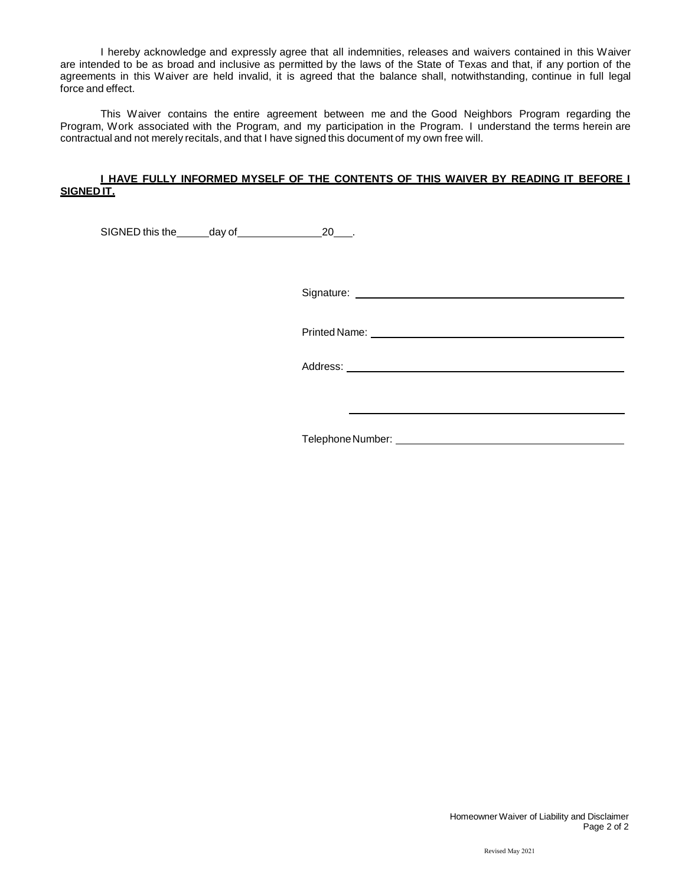I hereby acknowledge and expressly agree that all indemnities, releases and waivers contained in this Waiver are intended to be as broad and inclusive as permitted by the laws of the State of Texas and that, if any portion of the agreements in this Waiver are held invalid, it is agreed that the balance shall, notwithstanding, continue in full legal force and effect.

This Waiver contains the entire agreement between me and the Good Neighbors Program regarding the Program, Work associated with the Program, and my participation in the Program. I understand the terms herein are contractual and not merely recitals, and that I have signed this document of my own free will.

**I HAVE FULLY INFORMED MYSELF OF THE CONTENTS OF THIS WAIVER BY READING IT BEFORE I SIGNED IT.**

SIGNED this the\_\_\_\_\_\_day of\_\_\_\_\_\_\_\_\_\_\_\_\_\_\_20\_\_\_.

Signature: \_\_\_\_\_\_\_\_\_\_\_\_\_\_\_\_\_\_\_\_\_\_\_\_\_\_\_\_\_\_\_\_\_\_\_\_\_\_\_\_\_\_\_\_

Printed Name: \_\_\_\_\_\_\_\_\_\_\_\_\_\_\_\_\_\_\_\_\_\_\_\_\_\_\_\_\_\_\_\_\_\_\_\_\_\_\_\_\_\_

Address: \_\_\_\_\_\_\_\_\_\_\_\_\_\_\_\_\_\_\_\_\_\_\_\_\_\_\_\_\_\_\_\_\_\_\_\_\_\_\_\_\_\_\_\_\_

\_\_\_\_\_\_\_\_\_\_\_\_\_\_\_\_\_\_\_\_\_\_\_\_\_\_\_\_\_\_\_\_\_\_\_\_\_\_\_\_\_\_\_\_\_\_\_\_\_\_\_

Telephone Number: \_\_\_\_\_\_\_\_\_\_\_\_\_\_\_\_\_\_\_\_\_\_\_\_\_\_\_\_\_\_\_\_\_\_\_\_\_\_\_

Homeowner Waiver of Liability and Disclaimer

Revised May 2021